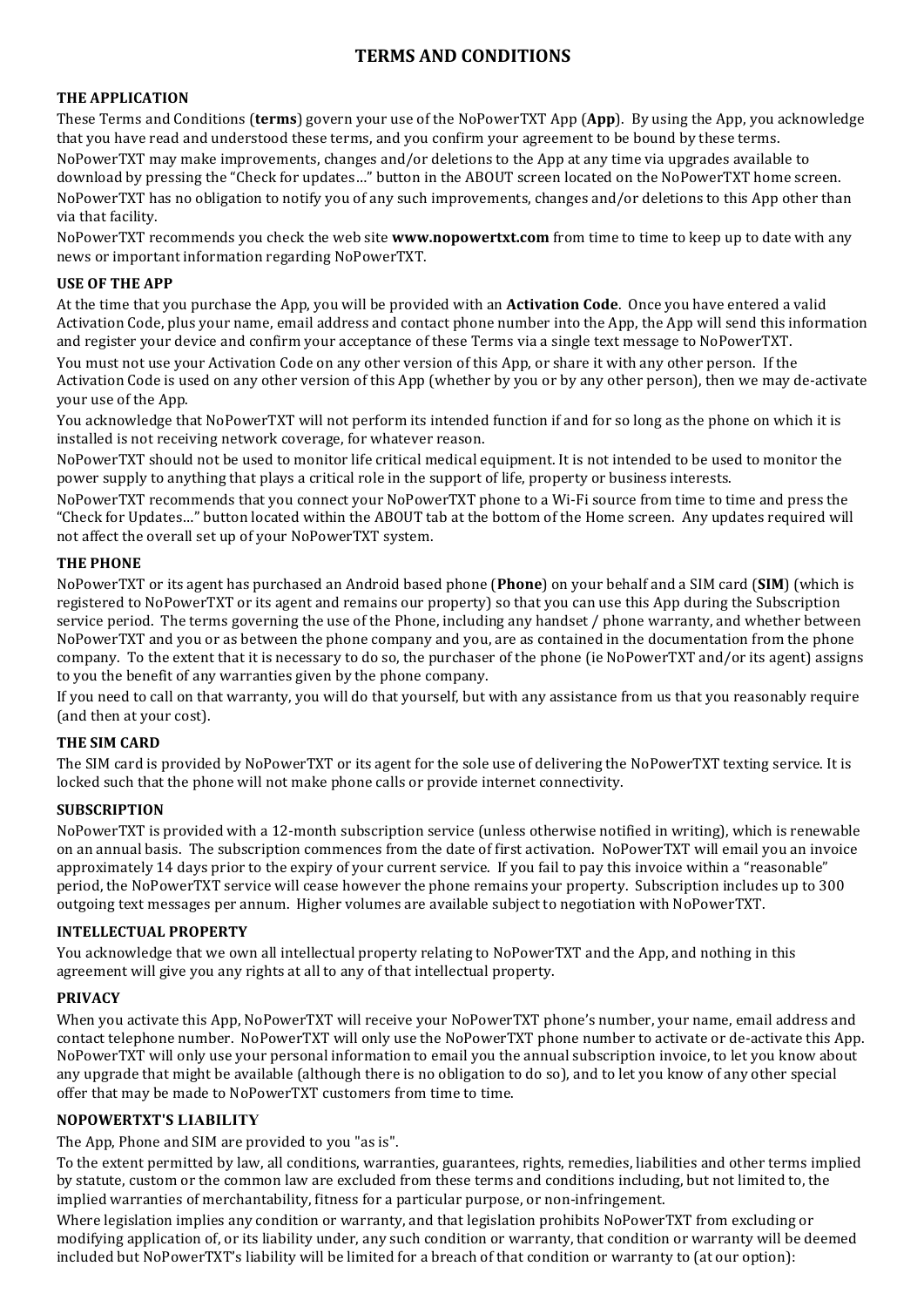# TERMS AND CONDITIONS

## THE APPLICATION

These Terms and Conditions (**terms**) govern your use of the NoPowerTXT App (**App**). By using the App, you acknowledge that you have read and understood these terms, and you confirm your agreement to be bound by these terms.

NoPowerTXT may make improvements, changes and/or deletions to the App at any time via upgrades available to download by pressing the "Check for updates…" button in the ABOUT screen located on the NoPowerTXT home screen.

NoPowerTXT has no obligation to notify you of any such improvements, changes and/or deletions to this App other than via that facility.

NoPowerTXT recommends you check the web site **www.nopowertxt.com** from time to time to keep up to date with any news or important information regarding NoPowerTXT.

## USE OF THE APP

At the time that you purchase the App, you will be provided with an **Activation Code**. Once you have entered a valid Activation Code, plus your name, email address and contact phone number into the App, the App will send this information and register your device and confirm your acceptance of these Terms via a single text message to NoPowerTXT.

You must not use your Activation Code on any other version of this App, or share it with any other person. If the Activation Code is used on any other version of this App (whether by you or by any other person), then we may de-activate your use of the App.

You acknowledge that NoPowerTXT will not perform its intended function if and for so long as the phone on which it is installed is not receiving network coverage, for whatever reason.

NoPowerTXT should not be used to monitor life critical medical equipment. It is not intended to be used to monitor the power supply to anything that plays a critical role in the support of life, property or business interests.

NoPowerTXT recommends that you connect your NoPowerTXT phone to a Wi-Fi source from time to time and press the "Check for Updates…" button located within the ABOUT tab at the bottom of the Home screen. Any updates required will not affect the overall set up of your NoPowerTXT system.

## THE PHONE

NoPowerTXT or its agent has purchased an Android based phone (**Phone**) on your behalf and a SIM card (**SIM**) (which is registered to NoPowerTXT or its agent and remains our property) so that you can use this App during the Subscription service period. The terms governing the use of the Phone, including any handset / phone warranty, and whether between NoPowerTXT and you or as between the phone company and you, are as contained in the documentation from the phone company. To the extent that it is necessary to do so, the purchaser of the phone (ie NoPowerTXT and/or its agent) assigns to you the benefit of any warranties given by the phone company.

If you need to call on that warranty, you will do that yourself, but with any assistance from us that you reasonably require (and then at your cost).

## THE SIM CARD

The SIM card is provided by NoPowerTXT or its agent for the sole use of delivering the NoPowerTXT texting service. It is locked such that the phone will not make phone calls or provide internet connectivity.

## SUBSCRIPTION

NoPowerTXT is provided with a 12-month subscription service (unless otherwise notified in writing), which is renewable on an annual basis. The subscription commences from the date of first activation. NoPowerTXT will email you an invoice approximately 14 days prior to the expiry of your current service. If you fail to pay this invoice within a "reasonable" period, the NoPowerTXT service will cease however the phone remains your property. Subscription includes up to 300 outgoing text messages per annum. Higher volumes are available subject to negotiation with NoPowerTXT.

## INTELLECTUAL PROPERTY

You acknowledge that we own all intellectual property relating to NoPowerTXT and the App, and nothing in this agreement will give you any rights at all to any of that intellectual property.

## PRIVACY

When you activate this App, NoPowerTXT will receive your NoPowerTXT phone's number, your name, email address and contact telephone number. NoPowerTXT will only use the NoPowerTXT phone number to activate or de-activate this App. NoPowerTXT will only use your personal information to email you the annual subscription invoice, to let you know about any upgrade that might be available (although there is no obligation to do so), and to let you know of any other special offer that may be made to NoPowerTXT customers from time to time.

## NOPOWERTXT'S LIABILITY

The App, Phone and SIM are provided to you "as is".

To the extent permitted by law, all conditions, warranties, guarantees, rights, remedies, liabilities and other terms implied by statute, custom or the common law are excluded from these terms and conditions including, but not limited to, the implied warranties of merchantability, fitness for a particular purpose, or non-infringement.

Where legislation implies any condition or warranty, and that legislation prohibits NoPowerTXT from excluding or modifying application of, or its liability under, any such condition or warranty, that condition or warranty will be deemed included but NoPowerTXT's liability will be limited for a breach of that condition or warranty to (at our option):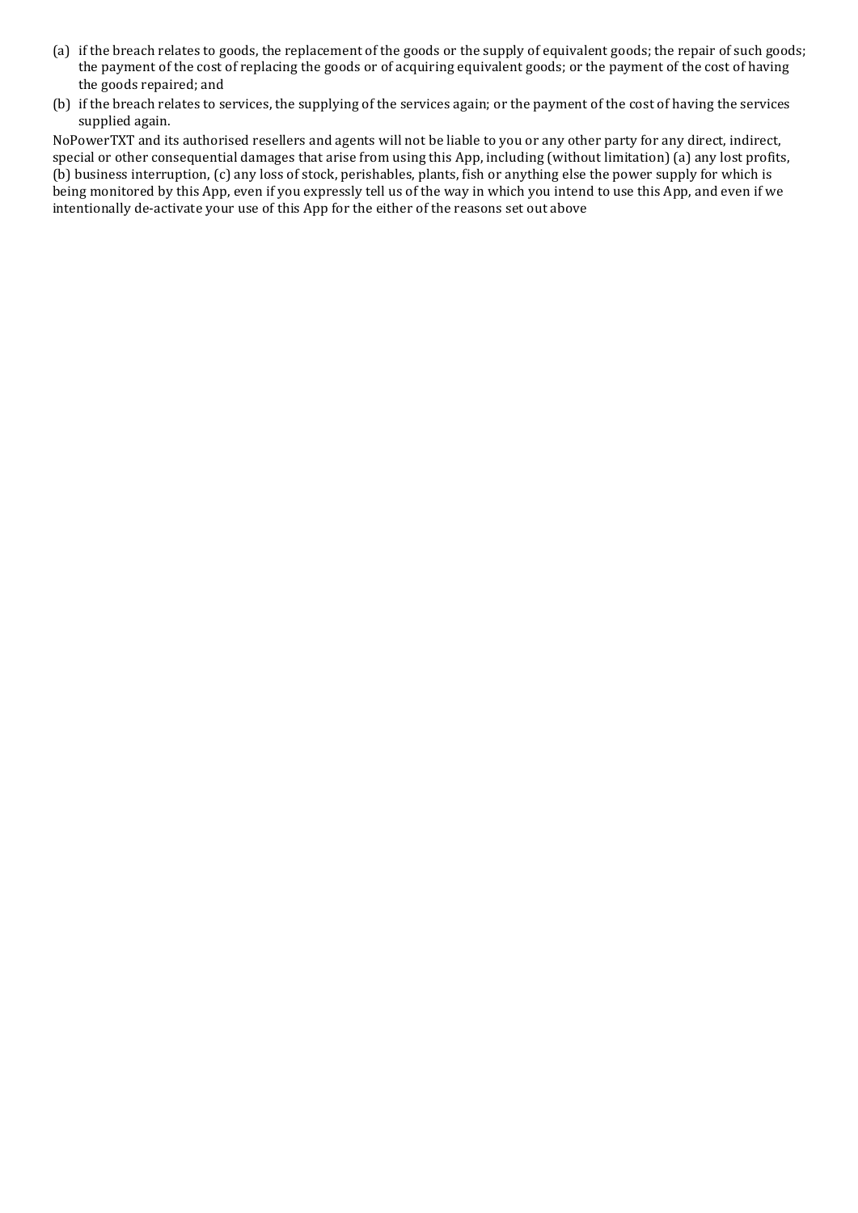(a) if the breach relates to goods, the replacement of the goods or the supply of equivalent goods; the repair of such goods; the payment of the cost of replacing the goods or of acquiring equivalent goods; or the payment of the cost of having the goods repaired; and

(b) if the breach relates to services, the supplying of the services again; or the payment of the cost of having the services supplied again.

NoPowerTXT and its authorised resellers and agents will not be liable to you or any other party for any direct, indirect, special or other consequential damages that arise from using this App, including (without limitation) (a) any lost profits, (b) business interruption, (c) any loss of stock, perishables, plants, fish or anything else the power supply for which is being monitored by this App, even if you expressly tell us of the way in which you intend to use this App, and even if we intentionally de-activate your use of this App for the either of the reasons set out above